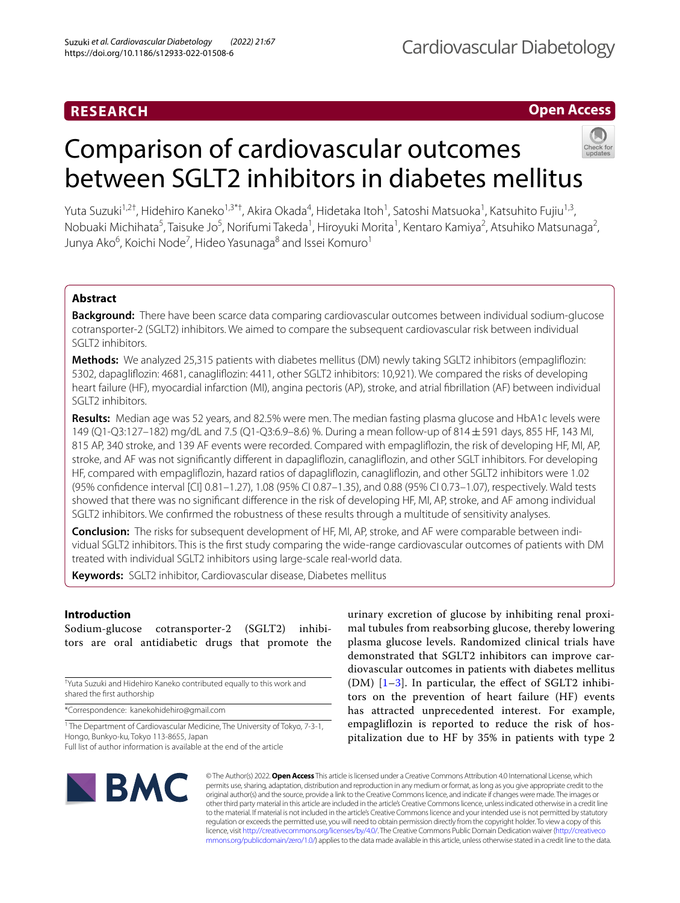RESEARCH

Open Access

# Comparison of cardiovascular outcomes between SGLT2 inhibitors in diabetes mellitus

Yuta Suzuki[1,2†], Hidehiro Kaneko[1,3*†], Akira Okada[4], Hidetaka Itoh[1], Satoshi Matsuoka[1], Katsuhito Fujiu[1,3], Nobuaki Michihata[5], Taisuke Jo[5], Norifumi Takeda[1], Hiroyuki Morita[1], Kentaro Kamiya[2], Atsuhiko Matsunaga[2], Junya Ako[6], Koichi Node[7], Hideo Yasunaga[8] and Issei Komuro[1]

## Abstract

**Background:** There have been scarce data comparing cardiovascular outcomes between individual sodium-glucose cotransporter-2 (SGLT2) inhibitors. We aimed to compare the subsequent cardiovascular risk between individual SGLT2 inhibitors.

**Methods:** We analyzed 25,315 patients with diabetes mellitus (DM) newly taking SGLT2 inhibitors (empagliflozin: 5302, dapagliflozin: 4681, canagliflozin: 4411, other SGLT2 inhibitors: 10,921). We compared the risks of developing heart failure (HF), myocardial infarction (MI), angina pectoris (AP), stroke, and atrial fibrillation (AF) between individual SGLT2 inhibitors.

**Results:** Median age was 52 years, and 82.5% were men. The median fasting plasma glucose and HbA1c levels were 149 (Q1-Q3:127–182) mg/dL and 7.5 (Q1-Q3:6.9–8.6) %. During a mean follow-up of 814 ± 591 days, 855 HF, 143 MI, 815 AP, 340 stroke, and 139 AF events were recorded. Compared with empagliflozin, the risk of developing HF, MI, AP, stroke, and AF was not significantly different in dapagliflozin, canagliflozin, and other SGLT inhibitors. For developing HF, compared with empagliflozin, hazard ratios of dapagliflozin, canagliflozin, and other SGLT2 inhibitors were 1.02 (95% confidence interval [CI] 0.81–1.27), 1.08 (95% CI 0.87–1.35), and 0.88 (95% CI 0.73–1.07), respectively. Wald tests showed that there was no significant difference in the risk of developing HF, MI, AP, stroke, and AF among individual SGLT2 inhibitors. We confirmed the robustness of these results through a multitude of sensitivity analyses.

**Conclusion:** The risks for subsequent development of HF, MI, AP, stroke, and AF were comparable between individual SGLT2 inhibitors. This is the first study comparing the wide-range cardiovascular outcomes of patients with DM treated with individual SGLT2 inhibitors using large-scale real-world data.

**Keywords:** SGLT2 inhibitor, Cardiovascular disease, Diabetes mellitus

## Introduction

Sodium-glucose cotransporter-2 (SGLT2) inhibitors are oral antidiabetic drugs that promote the urinary excretion of glucose by inhibiting renal proximal tubules from reabsorbing glucose, thereby lowering plasma glucose levels. Randomized clinical trials have demonstrated that SGLT2 inhibitors can improve cardiovascular outcomes in patients with diabetes mellitus (DM) [1–3]. In particular, the effect of SGLT2 inhibitors on the prevention of heart failure (HF) events has attracted unprecedented interest. For example, empagliflozin is reported to reduce the risk of hospitalization due to HF by 35% in patients with type 2

†Yuta Suzuki and Hidehiro Kaneko contributed equally to this work and shared the first authorship

*Correspondence: kanekohidehiro@gmail.com

[1] The Department of Cardiovascular Medicine, The University of Tokyo, 7-3-1, Hongo, Bunkyo-ku, Tokyo 113-8655, Japan

Full list of author information is available at the end of the article

© The Author(s) 2022. **Open Access** This article is licensed under a Creative Commons Attribution 4.0 International License, which permits use, sharing, adaptation, distribution and reproduction in any medium or format, as long as you give appropriate credit to the original author(s) and the source, provide a link to the Creative Commons licence, and indicate if changes were made. The images or other third party material in this article are included in the article's Creative Commons licence, unless indicated otherwise in a credit line to the material. If material is not included in the article's Creative Commons licence and your intended use is not permitted by statutory regulation or exceeds the permitted use, you will need to obtain permission directly from the copyright holder. To view a copy of this licence, visit http://creativecommons.org/licenses/by/4.0/. The Creative Commons Public Domain Dedication waiver (http://creativecommons.org/publicdomain/zero/1.0/) applies to the data made available in this article, unless otherwise stated in a credit line to the data.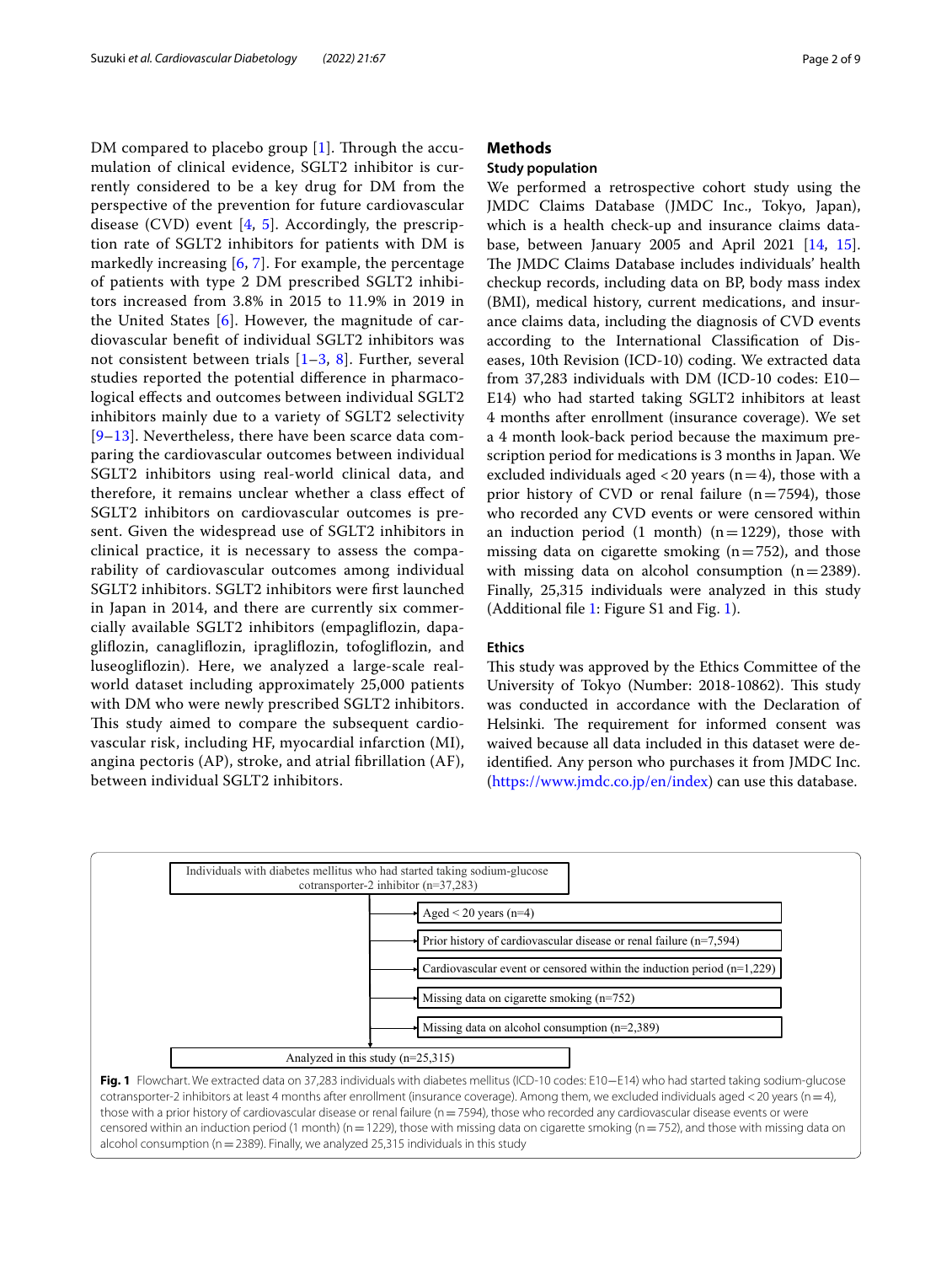DM compared to placebo group [1]. Through the accumulation of clinical evidence, SGLT2 inhibitor is currently considered to be a key drug for DM from the perspective of the prevention for future cardiovascular disease (CVD) event [4, 5]. Accordingly, the prescription rate of SGLT2 inhibitors for patients with DM is markedly increasing [6, 7]. For example, the percentage of patients with type 2 DM prescribed SGLT2 inhibitors increased from 3.8% in 2015 to 11.9% in 2019 in the United States [6]. However, the magnitude of cardiovascular benefit of individual SGLT2 inhibitors was not consistent between trials [1–3, 8]. Further, several studies reported the potential difference in pharmacological effects and outcomes between individual SGLT2 inhibitors mainly due to a variety of SGLT2 selectivity [9–13]. Nevertheless, there have been scarce data comparing the cardiovascular outcomes between individual SGLT2 inhibitors using real-world clinical data, and therefore, it remains unclear whether a class effect of SGLT2 inhibitors on cardiovascular outcomes is present. Given the widespread use of SGLT2 inhibitors in clinical practice, it is necessary to assess the comparability of cardiovascular outcomes among individual SGLT2 inhibitors. SGLT2 inhibitors were first launched in Japan in 2014, and there are currently six commercially available SGLT2 inhibitors (empagliflozin, dapagliflozin, canagliflozin, ipragliflozin, tofogliflozin, and luseogliflozin). Here, we analyzed a large-scale real-world dataset including approximately 25,000 patients with DM who were newly prescribed SGLT2 inhibitors. This study aimed to compare the subsequent cardiovascular risk, including HF, myocardial infarction (MI), angina pectoris (AP), stroke, and atrial fibrillation (AF), between individual SGLT2 inhibitors.

## Methods

### Study population

We performed a retrospective cohort study using the JMDC Claims Database (JMDC Inc., Tokyo, Japan), which is a health check-up and insurance claims database, between January 2005 and April 2021 [14, 15]. The JMDC Claims Database includes individuals' health checkup records, including data on BP, body mass index (BMI), medical history, current medications, and insurance claims data, including the diagnosis of CVD events according to the International Classification of Diseases, 10th Revision (ICD-10) coding. We extracted data from 37,283 individuals with DM (ICD-10 codes: E10−E14) who had started taking SGLT2 inhibitors at least 4 months after enrollment (insurance coverage). We set a 4 month look-back period because the maximum prescription period for medications is 3 months in Japan. We excluded individuals aged <20 years (n=4), those with a prior history of CVD or renal failure (n=7594), those who recorded any CVD events or were censored within an induction period (1 month) (n=1229), those with missing data on cigarette smoking (n=752), and those with missing data on alcohol consumption (n=2389). Finally, 25,315 individuals were analyzed in this study (Additional file 1: Figure S1 and Fig. 1).

### Ethics

This study was approved by the Ethics Committee of the University of Tokyo (Number: 2018-10862). This study was conducted in accordance with the Declaration of Helsinki. The requirement for informed consent was waived because all data included in this dataset were de-identified. Any person who purchases it from JMDC Inc. (https://www.jmdc.co.jp/en/index) can use this database.

Individuals with diabetes mellitus who had started taking sodium-glucose cotransporter-2 inhibitor (n=37,283)
- Aged < 20 years (n=4)
- Prior history of cardiovascular disease or renal failure (n=7,594)
- Cardiovascular event or censored within the induction period (n=1,229)
- Missing data on cigarette smoking (n=752)
- Missing data on alcohol consumption (n=2,389)

Analyzed in this study (n=25,315)

**Fig. 1** Flowchart. We extracted data on 37,283 individuals with diabetes mellitus (ICD-10 codes: E10−E14) who had started taking sodium-glucose cotransporter-2 inhibitors at least 4 months after enrollment (insurance coverage). Among them, we excluded individuals aged <20 years (n=4), those with a prior history of cardiovascular disease or renal failure (n=7594), those who recorded any cardiovascular disease events or were censored within an induction period (1 month) (n=1229), those with missing data on cigarette smoking (n=752), and those with missing data on alcohol consumption (n=2389). Finally, we analyzed 25,315 individuals in this study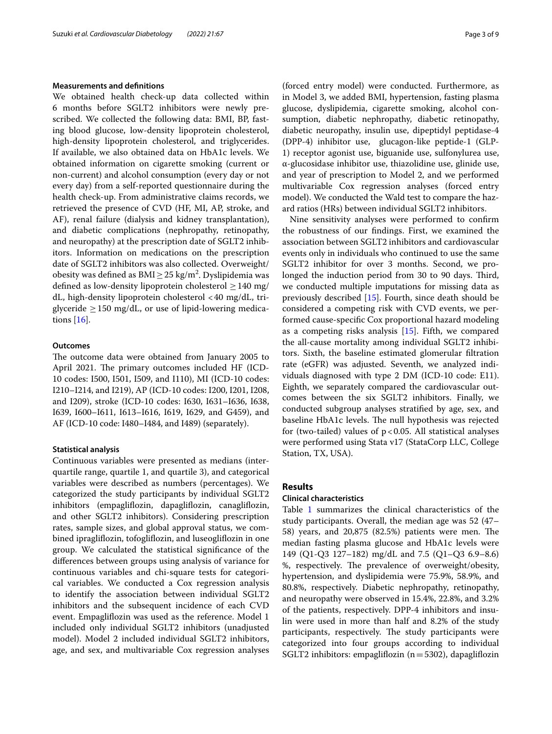### Measurements and definitions

We obtained health check-up data collected within 6 months before SGLT2 inhibitors were newly prescribed. We collected the following data: BMI, BP, fasting blood glucose, low-density lipoprotein cholesterol, high-density lipoprotein cholesterol, and triglycerides. If available, we also obtained data on HbA1c levels. We obtained information on cigarette smoking (current or non-current) and alcohol consumption (every day or not every day) from a self-reported questionnaire during the health check-up. From administrative claims records, we retrieved the presence of CVD (HF, MI, AP, stroke, and AF), renal failure (dialysis and kidney transplantation), and diabetic complications (nephropathy, retinopathy, and neuropathy) at the prescription date of SGLT2 inhibitors. Information on medications on the prescription date of SGLT2 inhibitors was also collected. Overweight/obesity was defined as BMI $\geq 25$ kg/m$^2$. Dyslipidemia was defined as low-density lipoprotein cholesterol $\geq 140$ mg/dL, high-density lipoprotein cholesterol $<40$ mg/dL, triglyceride $\geq 150$ mg/dL, or use of lipid-lowering medications [16].

### Outcomes

The outcome data were obtained from January 2005 to April 2021. The primary outcomes included HF (ICD-10 codes: I500, I501, I509, and I110), MI (ICD-10 codes: I210–I214, and I219), AP (ICD-10 codes: I200, I201, I208, and I209), stroke (ICD-10 codes: I630, I631–I636, I638, I639, I600–I611, I613–I616, I619, I629, and G459), and AF (ICD-10 code: I480–I484, and I489) (separately).

### Statistical analysis

Continuous variables were presented as medians (interquartile range, quartile 1, and quartile 3), and categorical variables were described as numbers (percentages). We categorized the study participants by individual SGLT2 inhibitors (empagliflozin, dapagliflozin, canagliflozin, and other SGLT2 inhibitors). Considering prescription rates, sample sizes, and global approval status, we combined ipragliflozin, tofogliflozin, and luseogliflozin in one group. We calculated the statistical significance of the differences between groups using analysis of variance for continuous variables and chi-square tests for categorical variables. We conducted a Cox regression analysis to identify the association between individual SGLT2 inhibitors and the subsequent incidence of each CVD event. Empagliflozin was used as the reference. Model 1 included only individual SGLT2 inhibitors (unadjusted model). Model 2 included individual SGLT2 inhibitors, age, and sex, and multivariable Cox regression analyses (forced entry model) were conducted. Furthermore, as in Model 3, we added BMI, hypertension, fasting plasma glucose, dyslipidemia, cigarette smoking, alcohol consumption, diabetic nephropathy, diabetic retinopathy, diabetic neuropathy, insulin use, dipeptidyl peptidase-4 (DPP-4) inhibitor use, glucagon-like peptide-1 (GLP-1) receptor agonist use, biguanide use, sulfonylurea use, α-glucosidase inhibitor use, thiazolidine use, glinide use, and year of prescription to Model 2, and we performed multivariable Cox regression analyses (forced entry model). We conducted the Wald test to compare the hazard ratios (HRs) between individual SGLT2 inhibitors.

Nine sensitivity analyses were performed to confirm the robustness of our findings. First, we examined the association between SGLT2 inhibitors and cardiovascular events only in individuals who continued to use the same SGLT2 inhibitor for over 3 months. Second, we prolonged the induction period from 30 to 90 days. Third, we conducted multiple imputations for missing data as previously described [15]. Fourth, since death should be considered a competing risk with CVD events, we performed cause-specific Cox proportional hazard modeling as a competing risks analysis [15]. Fifth, we compared the all-cause mortality among individual SGLT2 inhibitors. Sixth, the baseline estimated glomerular filtration rate (eGFR) was adjusted. Seventh, we analyzed individuals diagnosed with type 2 DM (ICD-10 code: E11). Eighth, we separately compared the cardiovascular outcomes between the six SGLT2 inhibitors. Finally, we conducted subgroup analyses stratified by age, sex, and baseline HbA1c levels. The null hypothesis was rejected for (two-tailed) values of $p<0.05$. All statistical analyses were performed using Stata v17 (StataCorp LLC, College Station, TX, USA).

## Results

### Clinical characteristics

Table 1 summarizes the clinical characteristics of the study participants. Overall, the median age was 52 (47–58) years, and 20,875 (82.5%) patients were men. The median fasting plasma glucose and HbA1c levels were 149 (Q1-Q3 127–182) mg/dL and 7.5 (Q1–Q3 6.9–8.6) %, respectively. The prevalence of overweight/obesity, hypertension, and dyslipidemia were 75.9%, 58.9%, and 80.8%, respectively. Diabetic nephropathy, retinopathy, and neuropathy were observed in 15.4%, 22.8%, and 3.2% of the patients, respectively. DPP-4 inhibitors and insulin were used in more than half and 8.2% of the study participants, respectively. The study participants were categorized into four groups according to individual SGLT2 inhibitors: empagliflozin (n = 5302), dapagliflozin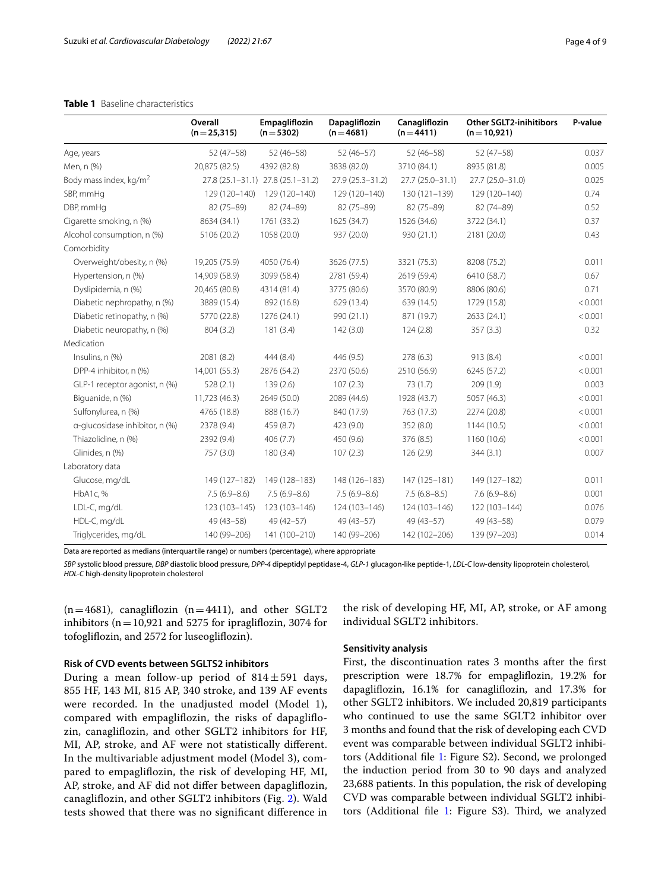**Table 1** Baseline characteristics

| | Overall (n = 25,315) | Empagliflozin (n = 5302) | Dapagliflozin (n = 4681) | Canagliflozin (n = 4411) | Other SGLT2-inihitibors (n = 10,921) | P-value |
|---|---|---|---|---|---|---|
| Age, years | 52 (47–58) | 52 (46–58) | 52 (46–57) | 52 (46–58) | 52 (47–58) | 0.037 |
| Men, n (%) | 20,875 (82.5) | 4392 (82.8) | 3838 (82.0) | 3710 (84.1) | 8935 (81.8) | 0.005 |
| Body mass index, kg/m$^2$ | 27.8 (25.1–31.1) | 27.8 (25.1–31.2) | 27.9 (25.3–31.2) | 27.7 (25.0–31.1) | 27.7 (25.0–31.0) | 0.025 |
| SBP, mmHg | 129 (120–140) | 129 (120–140) | 129 (120–140) | 130 (121–139) | 129 (120–140) | 0.74 |
| DBP, mmHg | 82 (75–89) | 82 (74–89) | 82 (75–89) | 82 (75–89) | 82 (74–89) | 0.52 |
| Cigarette smoking, n (%) | 8634 (34.1) | 1761 (33.2) | 1625 (34.7) | 1526 (34.6) | 3722 (34.1) | 0.37 |
| Alcohol consumption, n (%) | 5106 (20.2) | 1058 (20.0) | 937 (20.0) | 930 (21.1) | 2181 (20.0) | 0.43 |
| Comorbidity | | | | | | |
| Overweight/obesity, n (%) | 19,205 (75.9) | 4050 (76.4) | 3626 (77.5) | 3321 (75.3) | 8208 (75.2) | 0.011 |
| Hypertension, n (%) | 14,909 (58.9) | 3099 (58.4) | 2781 (59.4) | 2619 (59.4) | 6410 (58.7) | 0.67 |
| Dyslipidemia, n (%) | 20,465 (80.8) | 4314 (81.4) | 3775 (80.6) | 3570 (80.9) | 8806 (80.6) | 0.71 |
| Diabetic nephropathy, n (%) | 3889 (15.4) | 892 (16.8) | 629 (13.4) | 639 (14.5) | 1729 (15.8) | < 0.001 |
| Diabetic retinopathy, n (%) | 5770 (22.8) | 1276 (24.1) | 990 (21.1) | 871 (19.7) | 2633 (24.1) | < 0.001 |
| Diabetic neuropathy, n (%) | 804 (3.2) | 181 (3.4) | 142 (3.0) | 124 (2.8) | 357 (3.3) | 0.32 |
| Medication | | | | | | |
| Insulins, n (%) | 2081 (8.2) | 444 (8.4) | 446 (9.5) | 278 (6.3) | 913 (8.4) | < 0.001 |
| DPP-4 inhibitor, n (%) | 14,001 (55.3) | 2876 (54.2) | 2370 (50.6) | 2510 (56.9) | 6245 (57.2) | < 0.001 |
| GLP-1 receptor agonist, n (%) | 528 (2.1) | 139 (2.6) | 107 (2.3) | 73 (1.7) | 209 (1.9) | 0.003 |
| Biguanide, n (%) | 11,723 (46.3) | 2649 (50.0) | 2089 (44.6) | 1928 (43.7) | 5057 (46.3) | < 0.001 |
| Sulfonylurea, n (%) | 4765 (18.8) | 888 (16.7) | 840 (17.9) | 763 (17.3) | 2274 (20.8) | < 0.001 |
| α-glucosidase inhibitor, n (%) | 2378 (9.4) | 459 (8.7) | 423 (9.0) | 352 (8.0) | 1144 (10.5) | < 0.001 |
| Thiazolidine, n (%) | 2392 (9.4) | 406 (7.7) | 450 (9.6) | 376 (8.5) | 1160 (10.6) | < 0.001 |
| Glinides, n (%) | 757 (3.0) | 180 (3.4) | 107 (2.3) | 126 (2.9) | 344 (3.1) | 0.007 |
| Laboratory data | | | | | | |
| Glucose, mg/dL | 149 (127–182) | 149 (128–183) | 148 (126–183) | 147 (125–181) | 149 (127–182) | 0.011 |
| HbA1c, % | 7.5 (6.9–8.6) | 7.5 (6.9–8.6) | 7.5 (6.9–8.6) | 7.5 (6.8–8.5) | 7.6 (6.9–8.6) | 0.001 |
| LDL-C, mg/dL | 123 (103–145) | 123 (103–146) | 124 (103–146) | 124 (103–146) | 122 (103–144) | 0.076 |
| HDL-C, mg/dL | 49 (43–58) | 49 (42–57) | 49 (43–57) | 49 (43–57) | 49 (43–58) | 0.079 |
| Triglycerides, mg/dL | 140 (99–206) | 141 (100–210) | 140 (99–206) | 142 (102–206) | 139 (97–203) | 0.014 |

Data are reported as medians (interquartile range) or numbers (percentage), where appropriate

*SBP* systolic blood pressure, *DBP* diastolic blood pressure, *DPP-4* dipeptidyl peptidase-4, *GLP-1* glucagon-like peptide-1, *LDL-C* low-density lipoprotein cholesterol, *HDL-C* high-density lipoprotein cholesterol

(n = 4681), canagliflozin (n = 4411), and other SGLT2 inhibitors (n = 10,921 and 5275 for ipragliflozin, 3074 for tofogliflozin, and 2572 for luseogliflozin).

### Risk of CVD events between SGLTS2 inhibitors

During a mean follow-up period of 814 ± 591 days, 855 HF, 143 MI, 815 AP, 340 stroke, and 139 AF events were recorded. In the unadjusted model (Model 1), compared with empagliflozin, the risks of dapagliflozin, canagliflozin, and other SGLT2 inhibitors for HF, MI, AP, stroke, and AF were not statistically different. In the multivariable adjustment model (Model 3), compared to empagliflozin, the risk of developing HF, MI, AP, stroke, and AF did not differ between dapagliflozin, canagliflozin, and other SGLT2 inhibitors (Fig. 2). Wald tests showed that there was no significant difference in the risk of developing HF, MI, AP, stroke, or AF among individual SGLT2 inhibitors.

### Sensitivity analysis

First, the discontinuation rates 3 months after the first prescription were 18.7% for empagliflozin, 19.2% for dapagliflozin, 16.1% for canagliflozin, and 17.3% for other SGLT2 inhibitors. We included 20,819 participants who continued to use the same SGLT2 inhibitor over 3 months and found that the risk of developing each CVD event was comparable between individual SGLT2 inhibitors (Additional file 1: Figure S2). Second, we prolonged the induction period from 30 to 90 days and analyzed 23,688 patients. In this population, the risk of developing CVD was comparable between individual SGLT2 inhibitors (Additional file 1: Figure S3). Third, we analyzed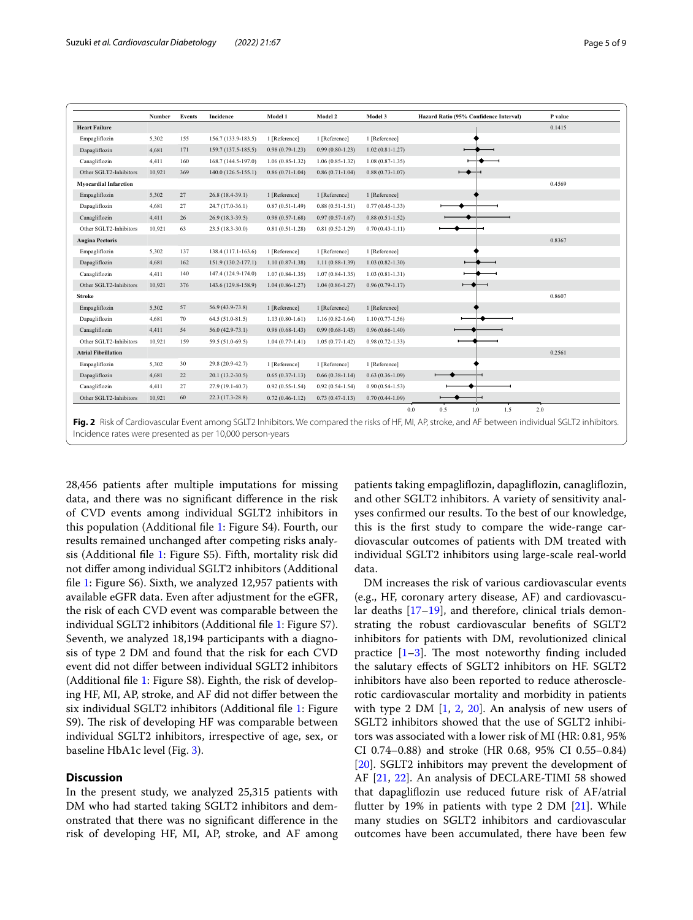| | Number | Events | Incidence | Model 1 | Model 2 | Model 3 | Hazard Ratio (95% Confidence Interval) | P value |
|---|---|---|---|---|---|---|---|---|
| **Heart Failure** | | | | | | | | 0.1415 |
| Empagliflozin | 5,302 | 155 | 156.7 (133.9-183.5) | 1 [Reference] | 1 [Reference] | 1 [Reference] | | |
| Dapagliflozin | 4,681 | 171 | 159.7 (137.5-185.5) | 0.98 (0.79-1.23) | 0.99 (0.80-1.23) | 1.02 (0.81-1.27) | | |
| Canagliflozin | 4,411 | 160 | 168.7 (144.5-197.0) | 1.06 (0.85-1.32) | 1.06 (0.85-1.32) | 1.08 (0.87-1.35) | | |
| Other SGLT2-Inhibitors | 10,921 | 369 | 140.0 (126.5-155.1) | 0.86 (0.71-1.04) | 0.86 (0.71-1.04) | 0.88 (0.73-1.07) | | |
| **Myocardial Infarction** | | | | | | | | 0.4569 |
| Empagliflozin | 5,302 | 27 | 26.8 (18.4-39.1) | 1 [Reference] | 1 [Reference] | 1 [Reference] | | |
| Dapagliflozin | 4,681 | 27 | 24.7 (17.0-36.1) | 0.87 (0.51-1.49) | 0.88 (0.51-1.51) | 0.77 (0.45-1.33) | | |
| Canagliflozin | 4,411 | 26 | 26.9 (18.3-39.5) | 0.98 (0.57-1.68) | 0.97 (0.57-1.67) | 0.88 (0.51-1.52) | | |
| Other SGLT2-Inhibitors | 10,921 | 63 | 23.5 (18.3-30.0) | 0.81 (0.51-1.28) | 0.81 (0.52-1.29) | 0.70 (0.43-1.11) | | |
| **Angina Pectoris** | | | | | | | | 0.8367 |
| Empagliflozin | 5,302 | 137 | 138.4 (117.1-163.6) | 1 [Reference] | 1 [Reference] | 1 [Reference] | | |
| Dapagliflozin | 4,681 | 162 | 151.9 (130.2-177.1) | 1.10 (0.87-1.38) | 1.11 (0.88-1.39) | 1.03 (0.82-1.30) | | |
| Canagliflozin | 4,411 | 140 | 147.4 (124.9-174.0) | 1.07 (0.84-1.35) | 1.07 (0.84-1.35) | 1.03 (0.81-1.31) | | |
| Other SGLT2-Inhibitors | 10,921 | 376 | 143.6 (129.8-158.9) | 1.04 (0.86-1.27) | 1.04 (0.86-1.27) | 0.96 (0.79-1.17) | | |
| **Stroke** | | | | | | | | 0.8607 |
| Empagliflozin | 5,302 | 57 | 56.9 (43.9-73.8) | 1 [Reference] | 1 [Reference] | 1 [Reference] | | |
| Dapagliflozin | 4,681 | 70 | 64.5 (51.0-81.5) | 1.13 (0.80-1.61) | 1.16 (0.82-1.64) | 1.10 (0.77-1.56) | | |
| Canagliflozin | 4,411 | 54 | 56.0 (42.9-73.1) | 0.98 (0.68-1.43) | 0.99 (0.68-1.43) | 0.96 (0.66-1.40) | | |
| Other SGLT2-Inhibitors | 10,921 | 159 | 59.5 (51.0-69.5) | 1.04 (0.77-1.41) | 1.05 (0.77-1.42) | 0.98 (0.72-1.33) | | |
| **Atrial Fibrillation** | | | | | | | | 0.2561 |
| Empagliflozin | 5,302 | 30 | 29.8 (20.9-42.7) | 1 [Reference] | 1 [Reference] | 1 [Reference] | | |
| Dapagliflozin | 4,681 | 22 | 20.1 (13.2-30.5) | 0.65 (0.37-1.13) | 0.66 (0.38-1.14) | 0.63 (0.36-1.09) | | |
| Canagliflozin | 4,411 | 27 | 27.9 (19.1-40.7) | 0.92 (0.55-1.54) | 0.92 (0.54-1.54) | 0.90 (0.54-1.53) | | |
| Other SGLT2-Inhibitors | 10,921 | 60 | 22.3 (17.3-28.8) | 0.72 (0.46-1.12) | 0.73 (0.47-1.13) | 0.70 (0.44-1.09) | | |

**Fig. 2** Risk of Cardiovascular Event among SGLT2 Inhibitors. We compared the risks of HF, MI, AP, stroke, and AF between individual SGLT2 inhibitors. Incidence rates were presented as per 10,000 person-years

28,456 patients after multiple imputations for missing data, and there was no significant difference in the risk of CVD events among individual SGLT2 inhibitors in this population (Additional file 1: Figure S4). Fourth, our results remained unchanged after competing risks analysis (Additional file 1: Figure S5). Fifth, mortality risk did not differ among individual SGLT2 inhibitors (Additional file 1: Figure S6). Sixth, we analyzed 12,957 patients with available eGFR data. Even after adjustment for the eGFR, the risk of each CVD event was comparable between the individual SGLT2 inhibitors (Additional file 1: Figure S7). Seventh, we analyzed 18,194 participants with a diagnosis of type 2 DM and found that the risk for each CVD event did not differ between individual SGLT2 inhibitors (Additional file 1: Figure S8). Eighth, the risk of developing HF, MI, AP, stroke, and AF did not differ between the six individual SGLT2 inhibitors (Additional file 1: Figure S9). The risk of developing HF was comparable between individual SGLT2 inhibitors, irrespective of age, sex, or baseline HbA1c level (Fig. 3).

## Discussion

In the present study, we analyzed 25,315 patients with DM who had started taking SGLT2 inhibitors and demonstrated that there was no significant difference in the risk of developing HF, MI, AP, stroke, and AF among patients taking empagliflozin, dapagliflozin, canagliflozin, and other SGLT2 inhibitors. A variety of sensitivity analyses confirmed our results. To the best of our knowledge, this is the first study to compare the wide-range cardiovascular outcomes of patients with DM treated with individual SGLT2 inhibitors using large-scale real-world data.

DM increases the risk of various cardiovascular events (e.g., HF, coronary artery disease, AF) and cardiovascular deaths [17–19], and therefore, clinical trials demonstrating the robust cardiovascular benefits of SGLT2 inhibitors for patients with DM, revolutionized clinical practice [1–3]. The most noteworthy finding included the salutary effects of SGLT2 inhibitors on HF. SGLT2 inhibitors have also been reported to reduce atherosclerotic cardiovascular mortality and morbidity in patients with type 2 DM [1, 2, 20]. An analysis of new users of SGLT2 inhibitors showed that the use of SGLT2 inhibitors was associated with a lower risk of MI (HR: 0.81, 95% CI 0.74–0.88) and stroke (HR 0.68, 95% CI 0.55–0.84) [20]. SGLT2 inhibitors may prevent the development of AF [21, 22]. An analysis of DECLARE-TIMI 58 showed that dapagliflozin use reduced future risk of AF/atrial flutter by 19% in patients with type 2 DM [21]. While many studies on SGLT2 inhibitors and cardiovascular outcomes have been accumulated, there have been few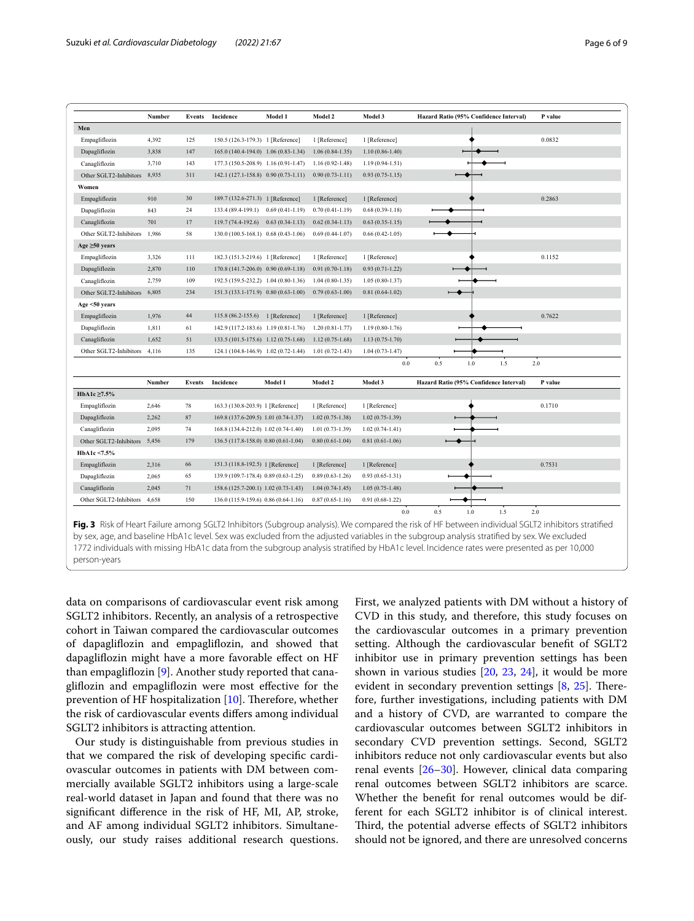| | Number | Events | Incidence | Model 1 | Model 2 | Model 3 | Hazard Ratio (95% Confidence Interval) | P value |
|---|---|---|---|---|---|---|---|---|
| **Men** | | | | | | | | |
| Empagliflozin | 4,392 | 125 | 150.5 (126.3-179.3) | 1 [Reference] | 1 [Reference] | 1 [Reference] | | 0.0832 |
| Dapagliflozin | 3,838 | 147 | 165.0 (140.4-194.0) | 1.06 (0.83-1.34) | 1.06 (0.84-1.35) | 1.10 (0.86-1.40) | | |
| Canagliflozin | 3,710 | 143 | 177.3 (150.5-208.9) | 1.16 (0.91-1.47) | 1.16 (0.92-1.48) | 1.19 (0.94-1.51) | | |
| Other SGLT2-Inhibitors | 8,935 | 311 | 142.1 (127.1-158.8) | 0.90 (0.73-1.11) | 0.90 (0.73-1.11) | 0.93 (0.75-1.15) | | |
| **Women** | | | | | | | | |
| Empagliflozin | 910 | 30 | 189.7 (132.6-271.3) | 1 [Reference] | 1 [Reference] | 1 [Reference] | | 0.2863 |
| Dapagliflozin | 843 | 24 | 133.4 (89.4-199.1) | 0.69 (0.41-1.19) | 0.70 (0.41-1.19) | 0.68 (0.39-1.18) | | |
| Canagliflozin | 701 | 17 | 119.7 (74.4-192.6) | 0.63 (0.34-1.13) | 0.62 (0.34-1.13) | 0.63 (0.35-1.15) | | |
| Other SGLT2-Inhibitors | 1,986 | 58 | 130.0 (100.5-168.1) | 0.68 (0.43-1.06) | 0.69 (0.44-1.07) | 0.66 (0.42-1.05) | | |
| **Age ≥50 years** | | | | | | | | |
| Empagliflozin | 3,326 | 111 | 182.3 (151.3-219.6) | 1 [Reference] | 1 [Reference] | 1 [Reference] | | 0.1152 |
| Dapagliflozin | 2,870 | 110 | 170.8 (141.7-206.0) | 0.90 (0.69-1.18) | 0.91 (0.70-1.18) | 0.93 (0.71-1.22) | | |
| Canagliflozin | 2,759 | 109 | 192.5 (159.5-232.2) | 1.04 (0.80-1.36) | 1.04 (0.80-1.35) | 1.05 (0.80-1.37) | | |
| Other SGLT2-Inhibitors | 6,805 | 234 | 151.3 (133.1-171.9) | 0.80 (0.63-1.00) | 0.79 (0.63-1.00) | 0.81 (0.64-1.02) | | |
| **Age <50 years** | | | | | | | | |
| Empagliflozin | 1,976 | 44 | 115.8 (86.2-155.6) | 1 [Reference] | 1 [Reference] | 1 [Reference] | | 0.7622 |
| Dapagliflozin | 1,811 | 61 | 142.9 (117.2-183.6) | 1.19 (0.81-1.76) | 1.20 (0.81-1.77) | 1.19 (0.80-1.76) | | |
| Canagliflozin | 1,652 | 51 | 133.5 (101.5-175.6) | 1.12 (0.75-1.68) | 1.12 (0.75-1.68) | 1.13 (0.75-1.70) | | |
| Other SGLT2-Inhibitors | 4,116 | 135 | 124.1 (104.8-146.9) | 1.02 (0.72-1.44) | 1.01 (0.72-1.43) | 1.04 (0.73-1.47) | | |

| | Number | Events | Incidence | Model 1 | Model 2 | Model 3 | Hazard Ratio (95% Confidence Interval) | P value |
|---|---|---|---|---|---|---|---|---|
| **HbA1c ≥7.5%** | | | | | | | | |
| Empagliflozin | 2,646 | 78 | 163.3 (130.8-203.9) | 1 [Reference] | 1 [Reference] | 1 [Reference] | | 0.1710 |
| Dapagliflozin | 2,262 | 87 | 169.8 (137.6-209.5) | 1.01 (0.74-1.37) | 1.02 (0.75-1.38) | 1.02 (0.75-1.39) | | |
| Canagliflozin | 2,095 | 74 | 168.8 (134.4-212.0) | 1.02 (0.74-1.40) | 1.01 (0.73-1.39) | 1.02 (0.74-1.41) | | |
| Other SGLT2-Inhibitors | 5,456 | 179 | 136.5 (117.8-158.0) | 0.80 (0.61-1.04) | 0.80 (0.61-1.04) | 0.81 (0.61-1.06) | | |
| **HbA1c <7.5%** | | | | | | | | |
| Empagliflozin | 2,316 | 66 | 151.3 (118.8-192.5) | 1 [Reference] | 1 [Reference] | 1 [Reference] | | 0.7531 |
| Dapagliflozin | 2,065 | 65 | 139.9 (109.7-178.4) | 0.89 (0.63-1.25) | 0.89 (0.63-1.26) | 0.93 (0.65-1.31) | | |
| Canagliflozin | 2,045 | 71 | 158.6 (125.7-200.1) | 1.02 (0.73-1.43) | 1.04 (0.74-1.45) | 1.05 (0.75-1.48) | | |
| Other SGLT2-Inhibitors | 4,658 | 150 | 136.0 (115.9-159.6) | 0.86 (0.64-1.16) | 0.87 (0.65-1.16) | 0.91 (0.68-1.22) | | |

**Fig. 3** Risk of Heart Failure among SGLT2 Inhibitors (Subgroup analysis). We compared the risk of HF between individual SGLT2 inhibitors stratified by sex, age, and baseline HbA1c level. Sex was excluded from the adjusted variables in the subgroup analysis stratified by sex. We excluded 1772 individuals with missing HbA1c data from the subgroup analysis stratified by HbA1c level. Incidence rates were presented as per 10,000 person-years

data on comparisons of cardiovascular event risk among SGLT2 inhibitors. Recently, an analysis of a retrospective cohort in Taiwan compared the cardiovascular outcomes of dapagliflozin and empagliflozin, and showed that dapagliflozin might have a more favorable effect on HF than empagliflozin [9]. Another study reported that canagliflozin and empagliflozin were most effective for the prevention of HF hospitalization [10]. Therefore, whether the risk of cardiovascular events differs among individual SGLT2 inhibitors is attracting attention.

Our study is distinguishable from previous studies in that we compared the risk of developing specific cardiovascular outcomes in patients with DM between commercially available SGLT2 inhibitors using a large-scale real-world dataset in Japan and found that there was no significant difference in the risk of HF, MI, AP, stroke, and AF among individual SGLT2 inhibitors. Simultaneously, our study raises additional research questions. First, we analyzed patients with DM without a history of CVD in this study, and therefore, this study focuses on the cardiovascular outcomes in a primary prevention setting. Although the cardiovascular benefit of SGLT2 inhibitor use in primary prevention settings has been shown in various studies [20, 23, 24], it would be more evident in secondary prevention settings [8, 25]. Therefore, further investigations, including patients with DM and a history of CVD, are warranted to compare the cardiovascular outcomes between SGLT2 inhibitors in secondary CVD prevention settings. Second, SGLT2 inhibitors reduce not only cardiovascular events but also renal events [26–30]. However, clinical data comparing renal outcomes between SGLT2 inhibitors are scarce. Whether the benefit for renal outcomes would be different for each SGLT2 inhibitor is of clinical interest. Third, the potential adverse effects of SGLT2 inhibitors should not be ignored, and there are unresolved concerns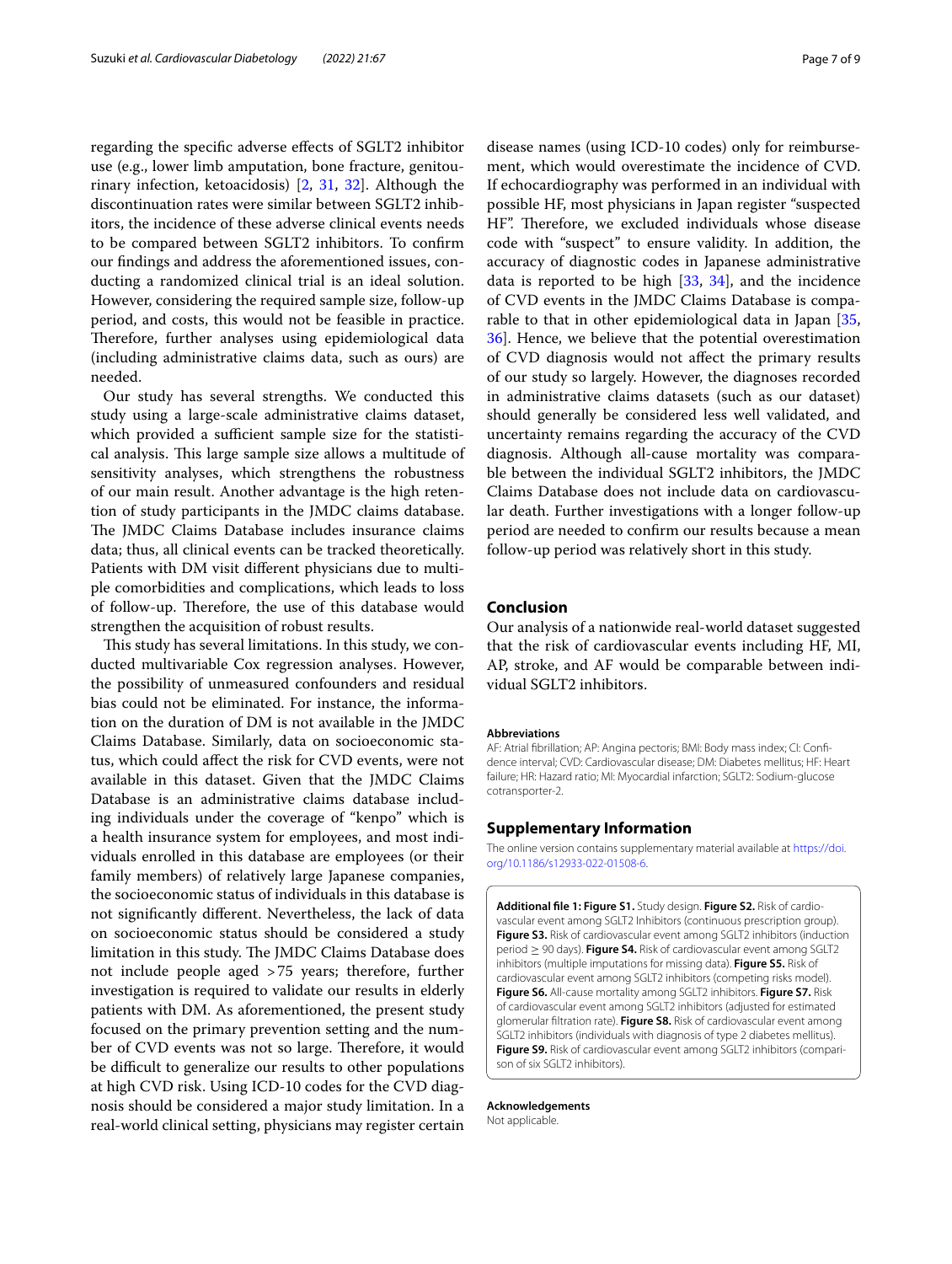regarding the specific adverse effects of SGLT2 inhibitor use (e.g., lower limb amputation, bone fracture, genitourinary infection, ketoacidosis) [2, 31, 32]. Although the discontinuation rates were similar between SGLT2 inhibitors, the incidence of these adverse clinical events needs to be compared between SGLT2 inhibitors. To confirm our findings and address the aforementioned issues, conducting a randomized clinical trial is an ideal solution. However, considering the required sample size, follow-up period, and costs, this would not be feasible in practice. Therefore, further analyses using epidemiological data (including administrative claims data, such as ours) are needed.

Our study has several strengths. We conducted this study using a large-scale administrative claims dataset, which provided a sufficient sample size for the statistical analysis. This large sample size allows a multitude of sensitivity analyses, which strengthens the robustness of our main result. Another advantage is the high retention of study participants in the JMDC claims database. The JMDC Claims Database includes insurance claims data; thus, all clinical events can be tracked theoretically. Patients with DM visit different physicians due to multiple comorbidities and complications, which leads to loss of follow-up. Therefore, the use of this database would strengthen the acquisition of robust results.

This study has several limitations. In this study, we conducted multivariable Cox regression analyses. However, the possibility of unmeasured confounders and residual bias could not be eliminated. For instance, the information on the duration of DM is not available in the JMDC Claims Database. Similarly, data on socioeconomic status, which could affect the risk for CVD events, were not available in this dataset. Given that the JMDC Claims Database is an administrative claims database including individuals under the coverage of "kenpo" which is a health insurance system for employees, and most individuals enrolled in this database are employees (or their family members) of relatively large Japanese companies, the socioeconomic status of individuals in this database is not significantly different. Nevertheless, the lack of data on socioeconomic status should be considered a study limitation in this study. The JMDC Claims Database does not include people aged >75 years; therefore, further investigation is required to validate our results in elderly patients with DM. As aforementioned, the present study focused on the primary prevention setting and the number of CVD events was not so large. Therefore, it would be difficult to generalize our results to other populations at high CVD risk. Using ICD-10 codes for the CVD diagnosis should be considered a major study limitation. In a real-world clinical setting, physicians may register certain disease names (using ICD-10 codes) only for reimbursement, which would overestimate the incidence of CVD. If echocardiography was performed in an individual with possible HF, most physicians in Japan register "suspected HF". Therefore, we excluded individuals whose disease code with "suspect" to ensure validity. In addition, the accuracy of diagnostic codes in Japanese administrative data is reported to be high [33, 34], and the incidence of CVD events in the JMDC Claims Database is comparable to that in other epidemiological data in Japan [35, 36]. Hence, we believe that the potential overestimation of CVD diagnosis would not affect the primary results of our study so largely. However, the diagnoses recorded in administrative claims datasets (such as our dataset) should generally be considered less well validated, and uncertainty remains regarding the accuracy of the CVD diagnosis. Although all-cause mortality was comparable between the individual SGLT2 inhibitors, the JMDC Claims Database does not include data on cardiovascular death. Further investigations with a longer follow-up period are needed to confirm our results because a mean follow-up period was relatively short in this study.

## Conclusion

Our analysis of a nationwide real-world dataset suggested that the risk of cardiovascular events including HF, MI, AP, stroke, and AF would be comparable between individual SGLT2 inhibitors.

#### Abbreviations

AF: Atrial fibrillation; AP: Angina pectoris; BMI: Body mass index; CI: Confidence interval; CVD: Cardiovascular disease; DM: Diabetes mellitus; HF: Heart failure; HR: Hazard ratio; MI: Myocardial infarction; SGLT2: Sodium-glucose cotransporter-2.

## Supplementary Information

The online version contains supplementary material available at https://doi.org/10.1186/s12933-022-01508-6.

**Additional file 1: Figure S1.** Study design. **Figure S2.** Risk of cardiovascular event among SGLT2 Inhibitors (continuous prescription group). **Figure S3.** Risk of cardiovascular event among SGLT2 inhibitors (induction period ≥ 90 days). **Figure S4.** Risk of cardiovascular event among SGLT2 inhibitors (multiple imputations for missing data). **Figure S5.** Risk of cardiovascular event among SGLT2 inhibitors (competing risks model). **Figure S6.** All-cause mortality among SGLT2 inhibitors. **Figure S7.** Risk of cardiovascular event among SGLT2 inhibitors (adjusted for estimated glomerular filtration rate). **Figure S8.** Risk of cardiovascular event among SGLT2 inhibitors (individuals with diagnosis of type 2 diabetes mellitus). **Figure S9.** Risk of cardiovascular event among SGLT2 inhibitors (comparison of six SGLT2 inhibitors).

#### Acknowledgements

Not applicable.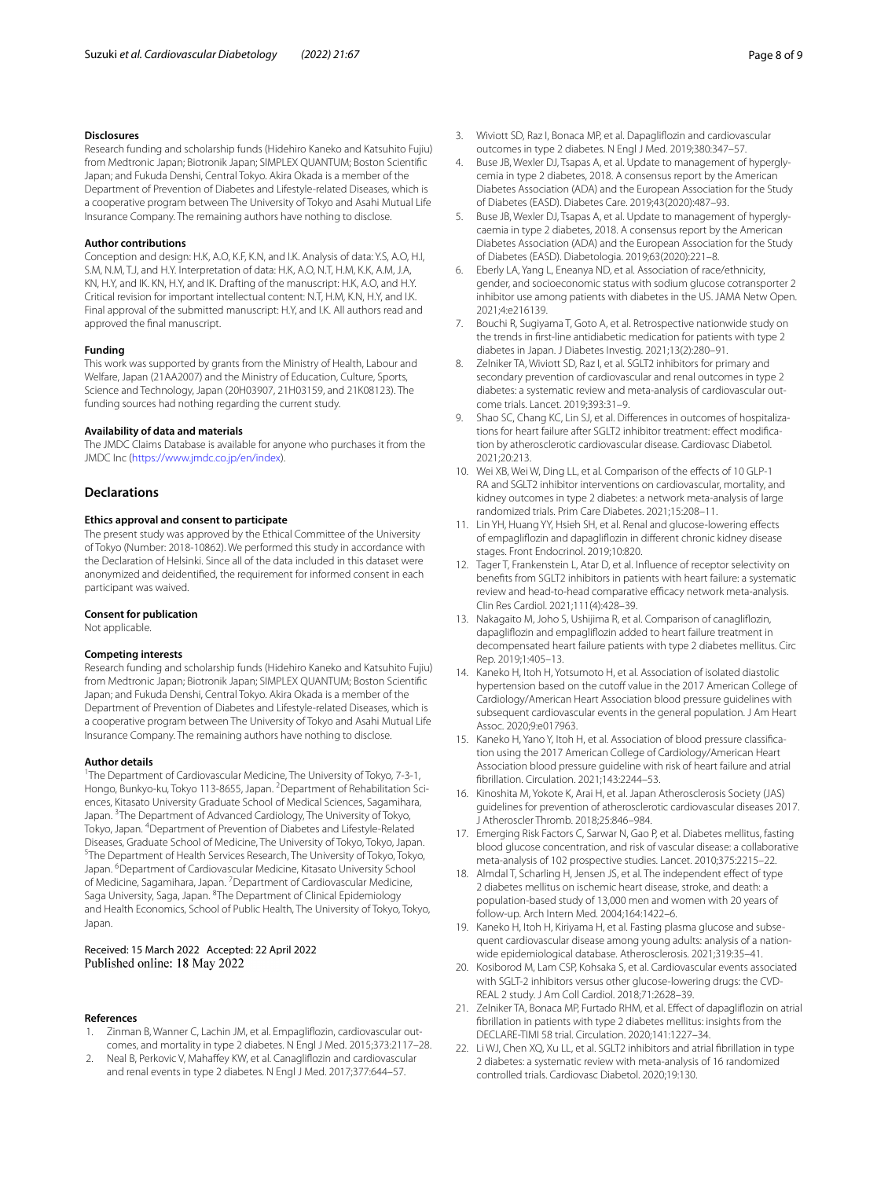#### Disclosures

Research funding and scholarship funds (Hidehiro Kaneko and Katsuhito Fujiu) from Medtronic Japan; Biotronik Japan; SIMPLEX QUANTUM; Boston Scientific Japan; and Fukuda Denshi, Central Tokyo. Akira Okada is a member of the Department of Prevention of Diabetes and Lifestyle-related Diseases, which is a cooperative program between The University of Tokyo and Asahi Mutual Life Insurance Company. The remaining authors have nothing to disclose.

#### Author contributions

Conception and design: H.K, A.O, K.F, K.N, and I.K. Analysis of data: Y.S, A.O, H.I, S.M, N.M, T.J, and H.Y. Interpretation of data: H.K, A.O, N.T, H.M, K.K, A.M, J.A, KN, H.Y, and IK. KN, H.Y, and IK. Drafting of the manuscript: H.K, A.O, and H.Y. Critical revision for important intellectual content: N.T, H.M, K.N, H.Y, and I.K. Final approval of the submitted manuscript: H.Y, and I.K. All authors read and approved the final manuscript.

#### Funding

This work was supported by grants from the Ministry of Health, Labour and Welfare, Japan (21AA2007) and the Ministry of Education, Culture, Sports, Science and Technology, Japan (20H03907, 21H03159, and 21K08123). The funding sources had nothing regarding the current study.

#### Availability of data and materials

The JMDC Claims Database is available for anyone who purchases it from the JMDC Inc (https://www.jmdc.co.jp/en/index).

## Declarations

#### Ethics approval and consent to participate

The present study was approved by the Ethical Committee of the University of Tokyo (Number: 2018-10862). We performed this study in accordance with the Declaration of Helsinki. Since all of the data included in this dataset were anonymized and deidentified, the requirement for informed consent in each participant was waived.

#### Consent for publication

Not applicable.

#### Competing interests

Research funding and scholarship funds (Hidehiro Kaneko and Katsuhito Fujiu) from Medtronic Japan; Biotronik Japan; SIMPLEX QUANTUM; Boston Scientific Japan; and Fukuda Denshi, Central Tokyo. Akira Okada is a member of the Department of Prevention of Diabetes and Lifestyle-related Diseases, which is a cooperative program between The University of Tokyo and Asahi Mutual Life Insurance Company. The remaining authors have nothing to disclose.

#### Author details

[1]The Department of Cardiovascular Medicine, The University of Tokyo, 7-3-1, Hongo, Bunkyo-ku, Tokyo 113-8655, Japan. [2]Department of Rehabilitation Sciences, Kitasato University Graduate School of Medical Sciences, Sagamihara, Japan. [3]The Department of Advanced Cardiology, The University of Tokyo, Tokyo, Japan. [4]Department of Prevention of Diabetes and Lifestyle-Related Diseases, Graduate School of Medicine, The University of Tokyo, Tokyo, Japan. [5]The Department of Health Services Research, The University of Tokyo, Tokyo, Japan. [6]Department of Cardiovascular Medicine, Kitasato University School of Medicine, Sagamihara, Japan. [7]Department of Cardiovascular Medicine, Saga University, Saga, Japan. [8]The Department of Clinical Epidemiology and Health Economics, School of Public Health, The University of Tokyo, Tokyo, Japan.

Received: 15 March 2022 Accepted: 22 April 2022
Published online: 18 May 2022

#### References

1. Zinman B, Wanner C, Lachin JM, et al. Empagliflozin, cardiovascular outcomes, and mortality in type 2 diabetes. N Engl J Med. 2015;373:2117–28.
2. Neal B, Perkovic V, Mahaffey KW, et al. Canagliflozin and cardiovascular and renal events in type 2 diabetes. N Engl J Med. 2017;377:644–57.
3. Wiviott SD, Raz I, Bonaca MP, et al. Dapagliflozin and cardiovascular outcomes in type 2 diabetes. N Engl J Med. 2019;380:347–57.
4. Buse JB, Wexler DJ, Tsapas A, et al. Update to management of hyperglycemia in type 2 diabetes, 2018. A consensus report by the American Diabetes Association (ADA) and the European Association for the Study of Diabetes (EASD). Diabetes Care. 2019;43(2020):487–93.
5. Buse JB, Wexler DJ, Tsapas A, et al. Update to management of hyperglycaemia in type 2 diabetes, 2018. A consensus report by the American Diabetes Association (ADA) and the European Association for the Study of Diabetes (EASD). Diabetologia. 2019;63(2020):221–8.
6. Eberly LA, Yang L, Eneanya ND, et al. Association of race/ethnicity, gender, and socioeconomic status with sodium glucose cotransporter 2 inhibitor use among patients with diabetes in the US. JAMA Netw Open. 2021;4:e216139.
7. Bouchi R, Sugiyama T, Goto A, et al. Retrospective nationwide study on the trends in first-line antidiabetic medication for patients with type 2 diabetes in Japan. J Diabetes Investig. 2021;13(2):280–91.
8. Zelniker TA, Wiviott SD, Raz I, et al. SGLT2 inhibitors for primary and secondary prevention of cardiovascular and renal outcomes in type 2 diabetes: a systematic review and meta-analysis of cardiovascular outcome trials. Lancet. 2019;393:31–9.
9. Shao SC, Chang KC, Lin SJ, et al. Differences in outcomes of hospitalizations for heart failure after SGLT2 inhibitor treatment: effect modification by atherosclerotic cardiovascular disease. Cardiovasc Diabetol. 2021;20:213.
10. Wei XB, Wei W, Ding LL, et al. Comparison of the effects of 10 GLP-1 RA and SGLT2 inhibitor interventions on cardiovascular, mortality, and kidney outcomes in type 2 diabetes: a network meta-analysis of large randomized trials. Prim Care Diabetes. 2021;15:208–11.
11. Lin YH, Huang YY, Hsieh SH, et al. Renal and glucose-lowering effects of empagliflozin and dapagliflozin in different chronic kidney disease stages. Front Endocrinol. 2019;10:820.
12. Tager T, Frankenstein L, Atar D, et al. Influence of receptor selectivity on benefits from SGLT2 inhibitors in patients with heart failure: a systematic review and head-to-head comparative efficacy network meta-analysis. Clin Res Cardiol. 2021;111(4):428–39.
13. Nakagaito M, Joho S, Ushijima R, et al. Comparison of canagliflozin, dapagliflozin and empagliflozin added to heart failure treatment in decompensated heart failure patients with type 2 diabetes mellitus. Circ Rep. 2019;1:405–13.
14. Kaneko H, Itoh H, Yotsumoto H, et al. Association of isolated diastolic hypertension based on the cutoff value in the 2017 American College of Cardiology/American Heart Association blood pressure guidelines with subsequent cardiovascular events in the general population. J Am Heart Assoc. 2020;9:e017963.
15. Kaneko H, Yano Y, Itoh H, et al. Association of blood pressure classification using the 2017 American College of Cardiology/American Heart Association blood pressure guideline with risk of heart failure and atrial fibrillation. Circulation. 2021;143:2244–53.
16. Kinoshita M, Yokote K, Arai H, et al. Japan Atherosclerosis Society (JAS) guidelines for prevention of atherosclerotic cardiovascular diseases 2017. J Atheroscler Thromb. 2018;25:846–984.
17. Emerging Risk Factors C, Sarwar N, Gao P, et al. Diabetes mellitus, fasting blood glucose concentration, and risk of vascular disease: a collaborative meta-analysis of 102 prospective studies. Lancet. 2010;375:2215–22.
18. Almdal T, Scharling H, Jensen JS, et al. The independent effect of type 2 diabetes mellitus on ischemic heart disease, stroke, and death: a population-based study of 13,000 men and women with 20 years of follow-up. Arch Intern Med. 2004;164:1422–6.
19. Kaneko H, Itoh H, Kiriyama H, et al. Fasting plasma glucose and subsequent cardiovascular disease among young adults: analysis of a nationwide epidemiological database. Atherosclerosis. 2021;319:35–41.
20. Kosiborod M, Lam CSP, Kohsaka S, et al. Cardiovascular events associated with SGLT-2 inhibitors versus other glucose-lowering drugs: the CVD-REAL 2 study. J Am Coll Cardiol. 2018;71:2628–39.
21. Zelniker TA, Bonaca MP, Furtado RHM, et al. Effect of dapagliflozin on atrial fibrillation in patients with type 2 diabetes mellitus: insights from the DECLARE-TIMI 58 trial. Circulation. 2020;141:1227–34.
22. Li WJ, Chen XQ, Xu LL, et al. SGLT2 inhibitors and atrial fibrillation in type 2 diabetes: a systematic review with meta-analysis of 16 randomized controlled trials. Cardiovasc Diabetol. 2020;19:130.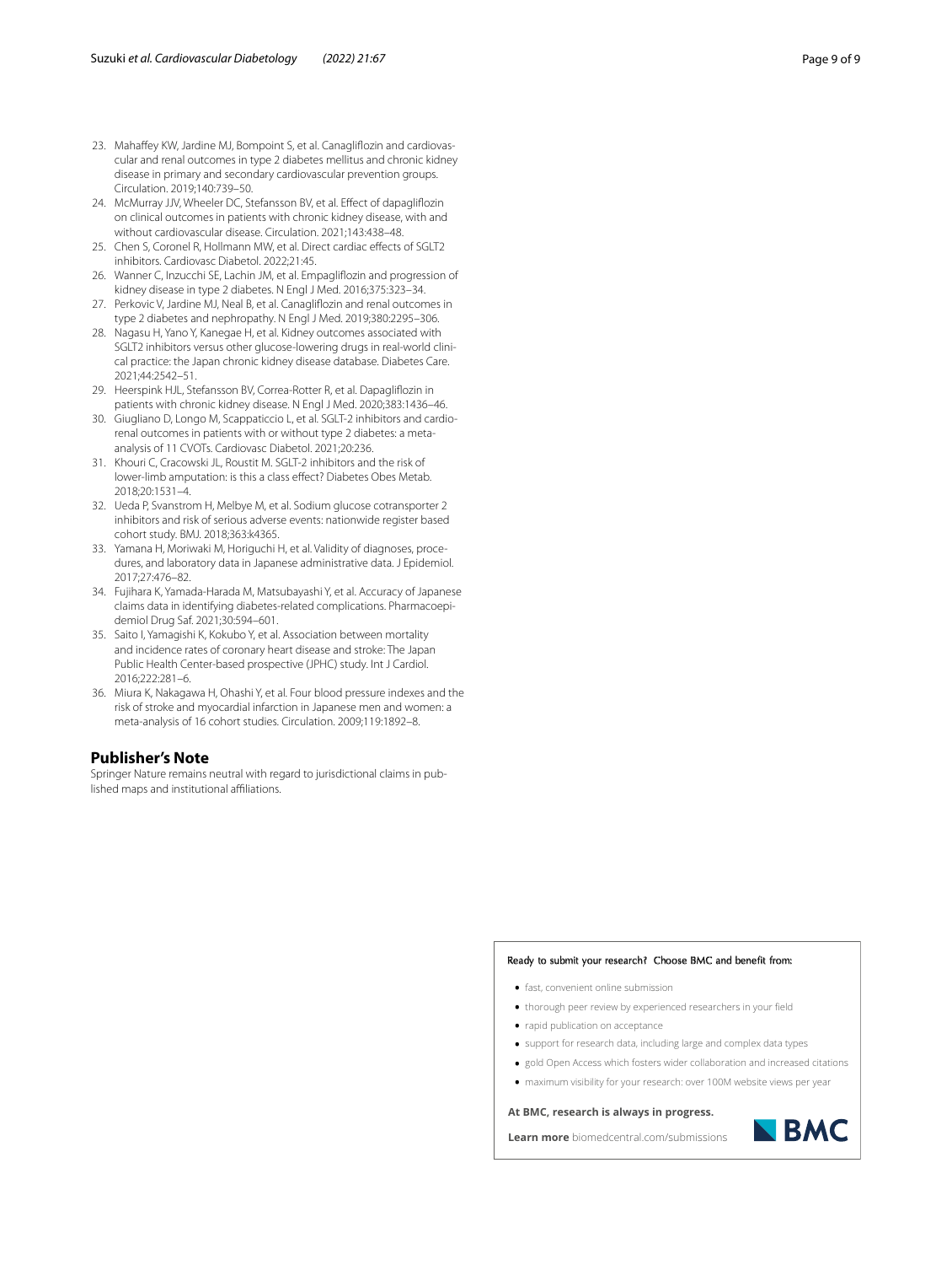23. Mahaffey KW, Jardine MJ, Bompoint S, et al. Canagliflozin and cardiovascular and renal outcomes in type 2 diabetes mellitus and chronic kidney disease in primary and secondary cardiovascular prevention groups. Circulation. 2019;140:739–50.
24. McMurray JJV, Wheeler DC, Stefansson BV, et al. Effect of dapagliflozin on clinical outcomes in patients with chronic kidney disease, with and without cardiovascular disease. Circulation. 2021;143:438–48.
25. Chen S, Coronel R, Hollmann MW, et al. Direct cardiac effects of SGLT2 inhibitors. Cardiovasc Diabetol. 2022;21:45.
26. Wanner C, Inzucchi SE, Lachin JM, et al. Empagliflozin and progression of kidney disease in type 2 diabetes. N Engl J Med. 2016;375:323–34.
27. Perkovic V, Jardine MJ, Neal B, et al. Canagliflozin and renal outcomes in type 2 diabetes and nephropathy. N Engl J Med. 2019;380:2295–306.
28. Nagasu H, Yano Y, Kanegae H, et al. Kidney outcomes associated with SGLT2 inhibitors versus other glucose-lowering drugs in real-world clinical practice: the Japan chronic kidney disease database. Diabetes Care. 2021;44:2542–51.
29. Heerspink HJL, Stefansson BV, Correa-Rotter R, et al. Dapagliflozin in patients with chronic kidney disease. N Engl J Med. 2020;383:1436–46.
30. Giugliano D, Longo M, Scappaticcio L, et al. SGLT-2 inhibitors and cardiorenal outcomes in patients with or without type 2 diabetes: a meta-analysis of 11 CVOTs. Cardiovasc Diabetol. 2021;20:236.
31. Khouri C, Cracowski JL, Roustit M. SGLT-2 inhibitors and the risk of lower-limb amputation: is this a class effect? Diabetes Obes Metab. 2018;20:1531–4.
32. Ueda P, Svanstrom H, Melbye M, et al. Sodium glucose cotransporter 2 inhibitors and risk of serious adverse events: nationwide register based cohort study. BMJ. 2018;363:k4365.
33. Yamana H, Moriwaki M, Horiguchi H, et al. Validity of diagnoses, procedures, and laboratory data in Japanese administrative data. J Epidemiol. 2017;27:476–82.
34. Fujihara K, Yamada-Harada M, Matsubayashi Y, et al. Accuracy of Japanese claims data in identifying diabetes-related complications. Pharmacoepidemiol Drug Saf. 2021;30:594–601.
35. Saito I, Yamagishi K, Kokubo Y, et al. Association between mortality and incidence rates of coronary heart disease and stroke: The Japan Public Health Center-based prospective (JPHC) study. Int J Cardiol. 2016;222:281–6.
36. Miura K, Nakagawa H, Ohashi Y, et al. Four blood pressure indexes and the risk of stroke and myocardial infarction in Japanese men and women: a meta-analysis of 16 cohort studies. Circulation. 2009;119:1892–8.

## Publisher's Note

Springer Nature remains neutral with regard to jurisdictional claims in published maps and institutional affiliations.

Ready to submit your research? Choose BMC and benefit from:

- fast, convenient online submission
- thorough peer review by experienced researchers in your field
- rapid publication on acceptance
- support for research data, including large and complex data types
- gold Open Access which fosters wider collaboration and increased citations
- maximum visibility for your research: over 100M website views per year

**At BMC, research is always in progress.**

**Learn more** biomedcentral.com/submissions

BMC